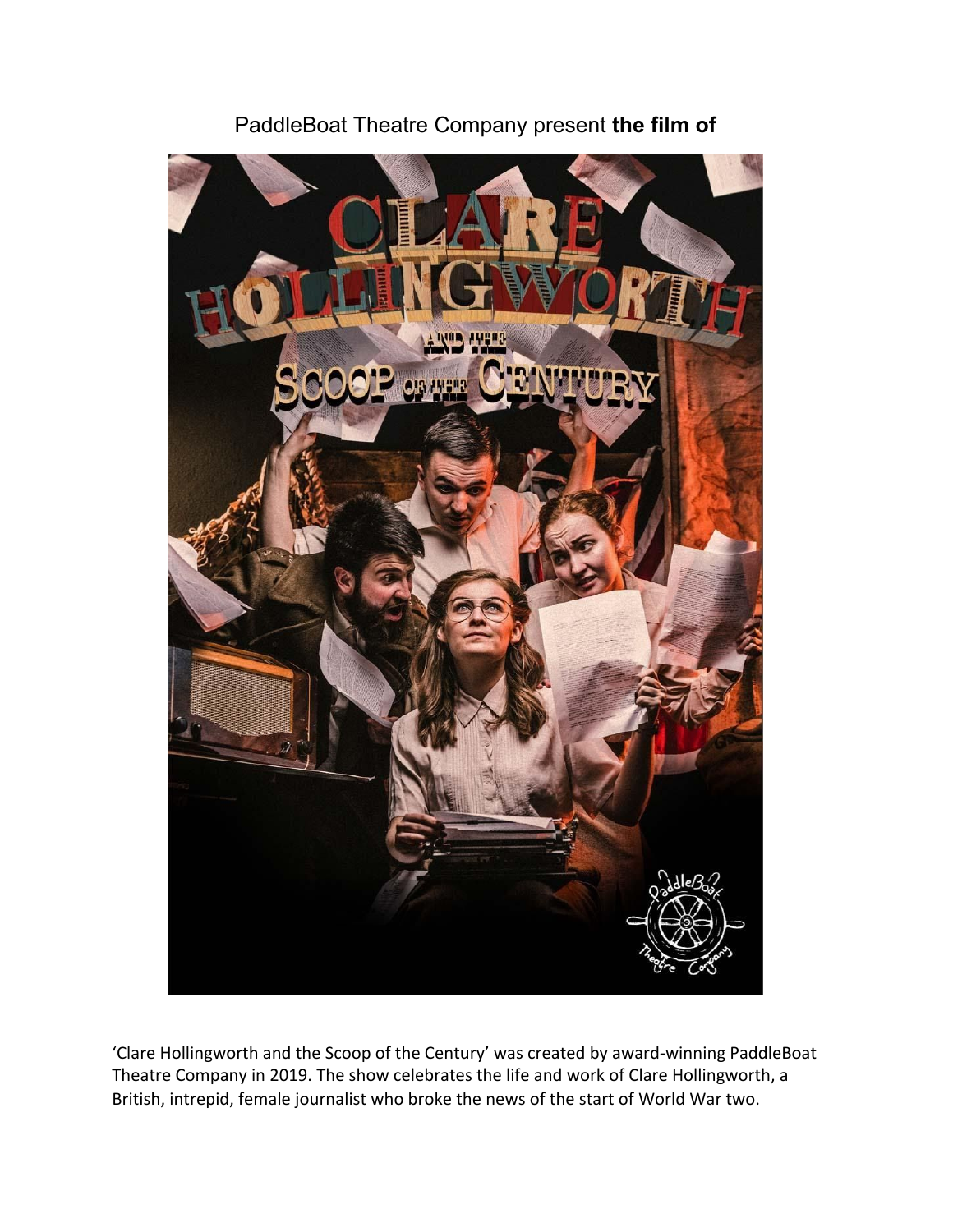PaddleBoat Theatre Company present **the film of**

'Clare Hollingworth and the Scoop of the Century' was created by award-winning PaddleBoat Theatre Company in 2019. The show celebrates the life and work of Clare Hollingworth, a British, intrepid, female journalist who broke the news of the start of World War two.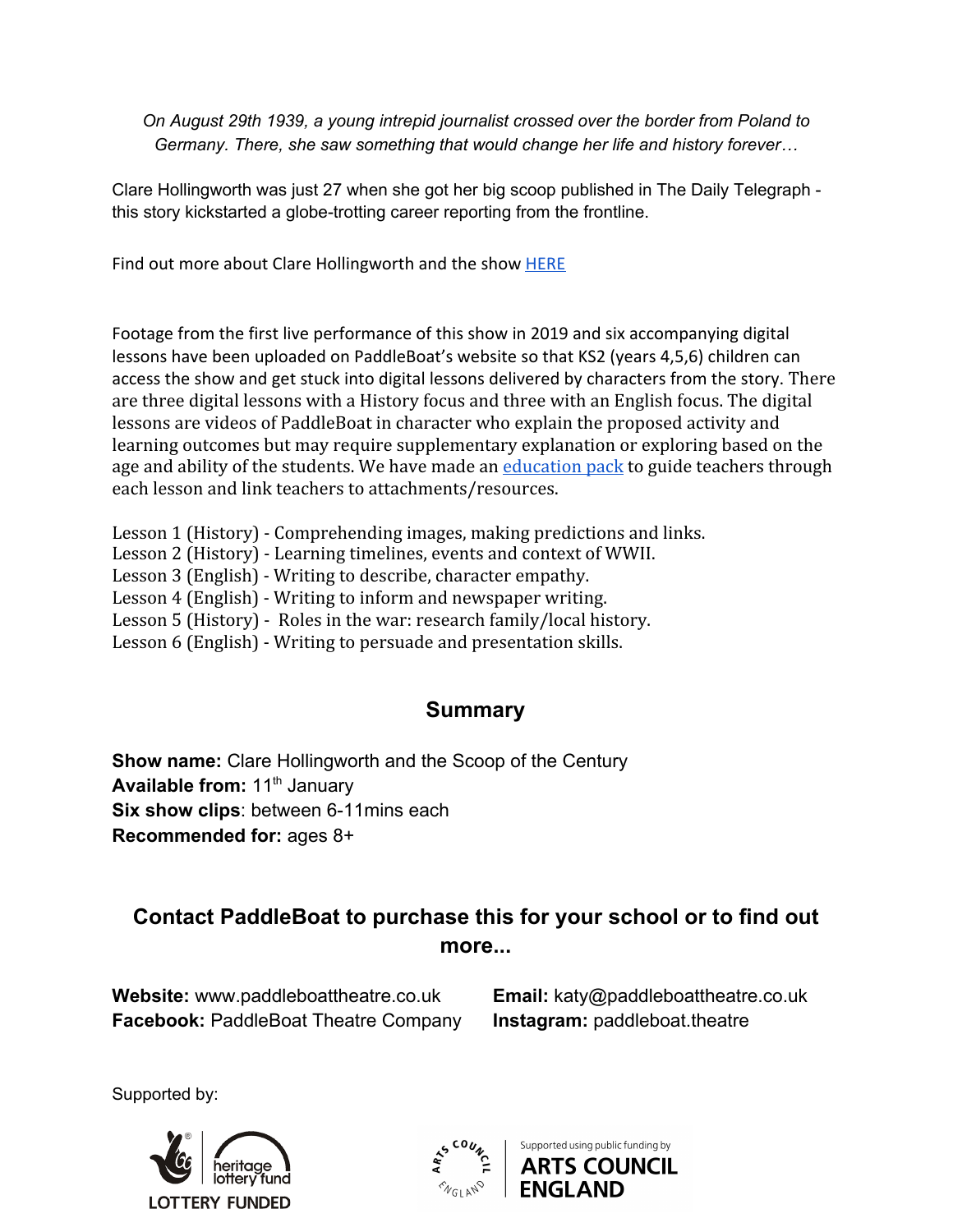*On August 29th 1939, a young intrepid journalist crossed over the border from Poland to Germany. There, she saw something that would change her life and history forever…*

Clare Hollingworth was just 27 when she got her big scoop published in The Daily Telegraph - this story kickstarted a globe-trotting career reporting from the frontline.

Find out more about Clare Hollingworth and the show HERE

Footage from the first live performance of this show in 2019 and six accompanying digital lessons have been uploaded on PaddleBoat's website so that KS2 (years 4,5,6) children can access the show and get stuck into digital lessons delivered by characters from the story. There are three digital lessons with a History focus and three with an English focus. The digital lessons are videos of PaddleBoat in character who explain the proposed activity and learning outcomes but may require supplementary explanation or exploring based on the age and ability of the students. We have made an education pack to guide teachers through each lesson and link teachers to attachments/resources.

Lesson 1 (History) - Comprehending images, making predictions and links.
Lesson 2 (History) - Learning timelines, events and context of WWII.
Lesson 3 (English) - Writing to describe, character empathy.
Lesson 4 (English) - Writing to inform and newspaper writing.
Lesson 5 (History) - Roles in the war: research family/local history.
Lesson 6 (English) - Writing to persuade and presentation skills.

## Summary

**Show name:** Clare Hollingworth and the Scoop of the Century
**Available from:** 11th January
**Six show clips**: between 6-11mins each
**Recommended for:** ages 8+

## Contact PaddleBoat to purchase this for your school or to find out more...

**Website:** www.paddleboattheatre.co.uk
**Facebook:** PaddleBoat Theatre Company
**Email:** katy@paddleboattheatre.co.uk
**Instagram:** paddleboat.theatre

Supported by:

heritage lottery fund
LOTTERY FUNDED

Supported using public funding by
ARTS COUNCIL ENGLAND